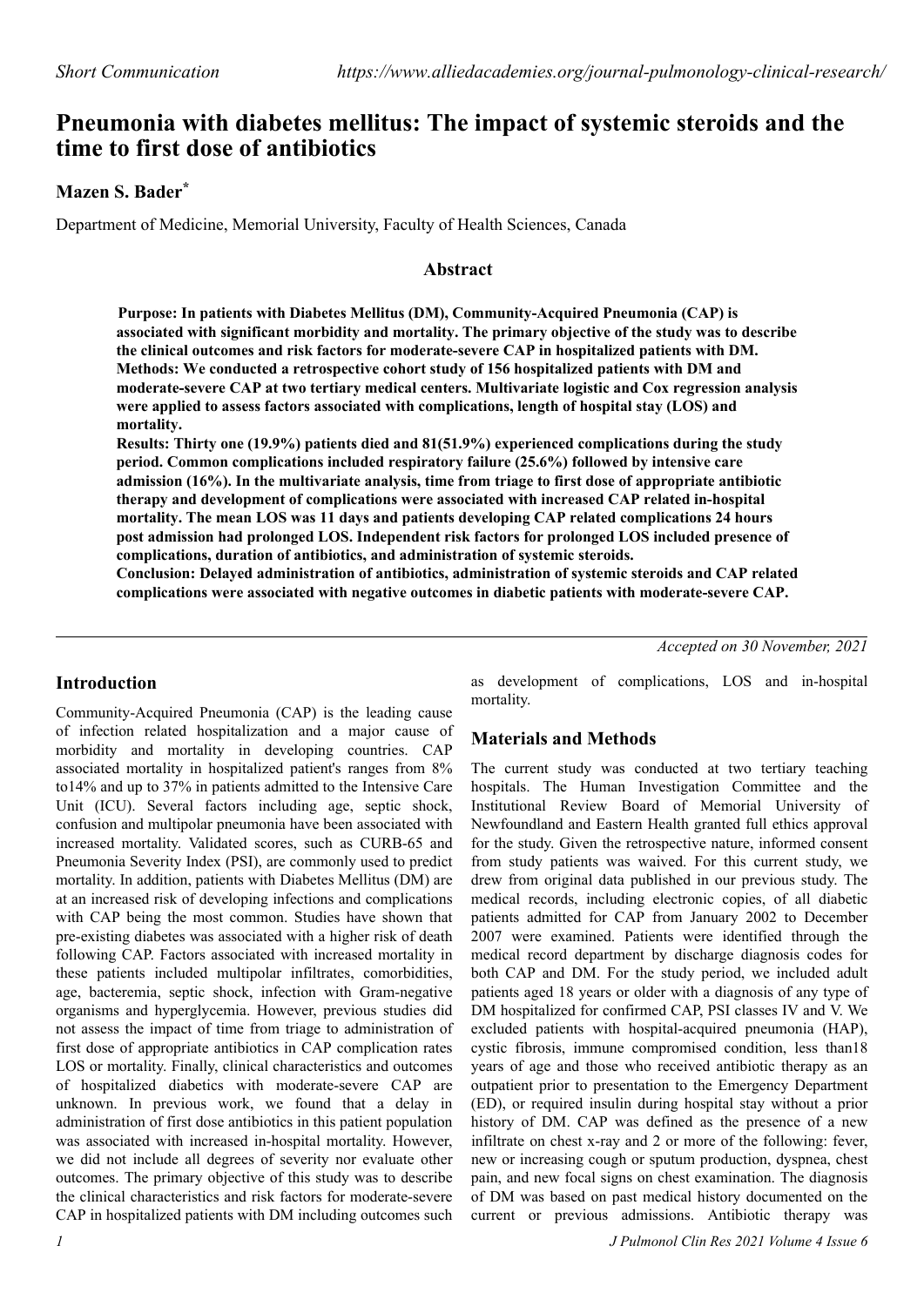*Short Communication* https://www.alliedacademies.org/journal-pulmonology-clinical-research/

# Pneumonia with diabetes mellitus: The impact of systemic steroids and the time to first dose of antibiotics

**Mazen S. Bader***

Department of Medicine, Memorial University, Faculty of Health Sciences, Canada

## Abstract

**Purpose: In patients with Diabetes Mellitus (DM), Community-Acquired Pneumonia (CAP) is associated with significant morbidity and mortality. The primary objective of the study was to describe the clinical outcomes and risk factors for moderate-severe CAP in hospitalized patients with DM.**

**Methods: We conducted a retrospective cohort study of 156 hospitalized patients with DM and moderate-severe CAP at two tertiary medical centers. Multivariate logistic and Cox regression analysis were applied to assess factors associated with complications, length of hospital stay (LOS) and mortality.**

**Results: Thirty one (19.9%) patients died and 81(51.9%) experienced complications during the study period. Common complications included respiratory failure (25.6%) followed by intensive care admission (16%). In the multivariate analysis, time from triage to first dose of appropriate antibiotic therapy and development of complications were associated with increased CAP related in-hospital mortality. The mean LOS was 11 days and patients developing CAP related complications 24 hours post admission had prolonged LOS. Independent risk factors for prolonged LOS included presence of complications, duration of antibiotics, and administration of systemic steroids.**

**Conclusion: Delayed administration of antibiotics, administration of systemic steroids and CAP related complications were associated with negative outcomes in diabetic patients with moderate-severe CAP.**

*Accepted on 30 November, 2021*

## Introduction

Community-Acquired Pneumonia (CAP) is the leading cause of infection related hospitalization and a major cause of morbidity and mortality in developing countries. CAP associated mortality in hospitalized patient's ranges from 8% to14% and up to 37% in patients admitted to the Intensive Care Unit (ICU). Several factors including age, septic shock, confusion and multipolar pneumonia have been associated with increased mortality. Validated scores, such as CURB-65 and Pneumonia Severity Index (PSI), are commonly used to predict mortality. In addition, patients with Diabetes Mellitus (DM) are at an increased risk of developing infections and complications with CAP being the most common. Studies have shown that pre-existing diabetes was associated with a higher risk of death following CAP. Factors associated with increased mortality in these patients included multipolar infiltrates, comorbidities, age, bacteremia, septic shock, infection with Gram-negative organisms and hyperglycemia. However, previous studies did not assess the impact of time from triage to administration of first dose of appropriate antibiotics in CAP complication rates LOS or mortality. Finally, clinical characteristics and outcomes of hospitalized diabetics with moderate-severe CAP are unknown. In previous work, we found that a delay in administration of first dose antibiotics in this patient population was associated with increased in-hospital mortality. However, we did not include all degrees of severity nor evaluate other outcomes. The primary objective of this study was to describe the clinical characteristics and risk factors for moderate-severe CAP in hospitalized patients with DM including outcomes such as development of complications, LOS and in-hospital mortality.

## Materials and Methods

The current study was conducted at two tertiary teaching hospitals. The Human Investigation Committee and the Institutional Review Board of Memorial University of Newfoundland and Eastern Health granted full ethics approval for the study. Given the retrospective nature, informed consent from study patients was waived. For this current study, we drew from original data published in our previous study. The medical records, including electronic copies, of all diabetic patients admitted for CAP from January 2002 to December 2007 were examined. Patients were identified through the medical record department by discharge diagnosis codes for both CAP and DM. For the study period, we included adult patients aged 18 years or older with a diagnosis of any type of DM hospitalized for confirmed CAP, PSI classes IV and V. We excluded patients with hospital-acquired pneumonia (HAP), cystic fibrosis, immune compromised condition, less than18 years of age and those who received antibiotic therapy as an outpatient prior to presentation to the Emergency Department (ED), or required insulin during hospital stay without a prior history of DM. CAP was defined as the presence of a new infiltrate on chest x-ray and 2 or more of the following: fever, new or increasing cough or sputum production, dyspnea, chest pain, and new focal signs on chest examination. The diagnosis of DM was based on past medical history documented on the current or previous admissions. Antibiotic therapy was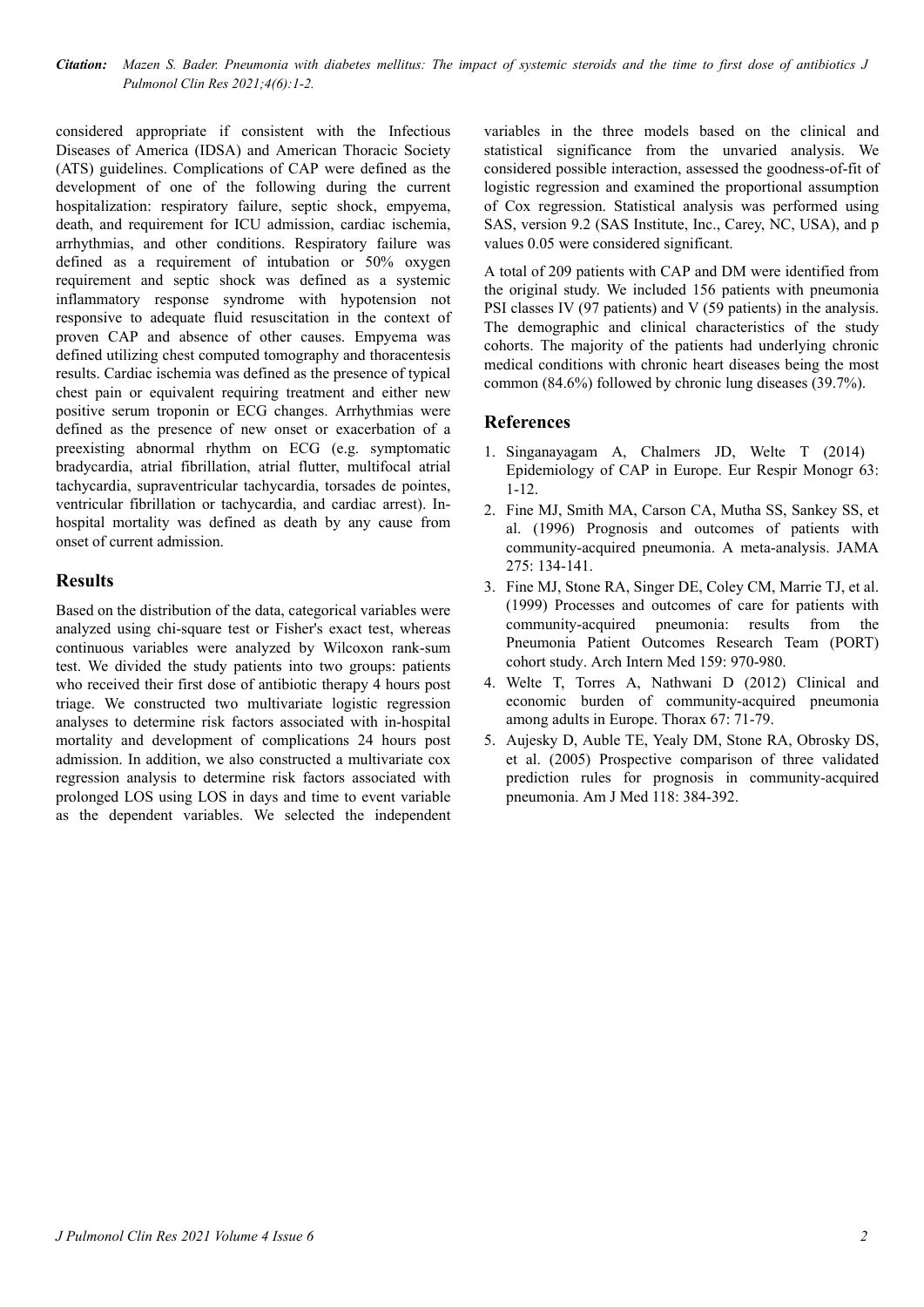considered appropriate if consistent with the Infectious Diseases of America (IDSA) and American Thoracic Society (ATS) guidelines. Complications of CAP were defined as the development of one of the following during the current hospitalization: respiratory failure, septic shock, empyema, death, and requirement for ICU admission, cardiac ischemia, arrhythmias, and other conditions. Respiratory failure was defined as a requirement of intubation or 50% oxygen requirement and septic shock was defined as a systemic inflammatory response syndrome with hypotension not responsive to adequate fluid resuscitation in the context of proven CAP and absence of other causes. Empyema was defined utilizing chest computed tomography and thoracentesis results. Cardiac ischemia was defined as the presence of typical chest pain or equivalent requiring treatment and either new positive serum troponin or ECG changes. Arrhythmias were defined as the presence of new onset or exacerbation of a preexisting abnormal rhythm on ECG (e.g. symptomatic bradycardia, atrial fibrillation, atrial flutter, multifocal atrial tachycardia, supraventricular tachycardia, torsades de pointes, ventricular fibrillation or tachycardia, and cardiac arrest). In-hospital mortality was defined as death by any cause from onset of current admission.

## Results

Based on the distribution of the data, categorical variables were analyzed using chi-square test or Fisher's exact test, whereas continuous variables were analyzed by Wilcoxon rank-sum test. We divided the study patients into two groups: patients who received their first dose of antibiotic therapy 4 hours post triage. We constructed two multivariate logistic regression analyses to determine risk factors associated with in-hospital mortality and development of complications 24 hours post admission. In addition, we also constructed a multivariate cox regression analysis to determine risk factors associated with prolonged LOS using LOS in days and time to event variable as the dependent variables. We selected the independent variables in the three models based on the clinical and statistical significance from the unvaried analysis. We considered possible interaction, assessed the goodness-of-fit of logistic regression and examined the proportional assumption of Cox regression. Statistical analysis was performed using SAS, version 9.2 (SAS Institute, Inc., Carey, NC, USA), and p values 0.05 were considered significant.

A total of 209 patients with CAP and DM were identified from the original study. We included 156 patients with pneumonia PSI classes IV (97 patients) and V (59 patients) in the analysis. The demographic and clinical characteristics of the study cohorts. The majority of the patients had underlying chronic medical conditions with chronic heart diseases being the most common (84.6%) followed by chronic lung diseases (39.7%).

## References

1. Singanayagam A, Chalmers JD, Welte T (2014) Epidemiology of CAP in Europe. Eur Respir Monogr 63: 1-12.
2. Fine MJ, Smith MA, Carson CA, Mutha SS, Sankey SS, et al. (1996) Prognosis and outcomes of patients with community-acquired pneumonia. A meta-analysis. JAMA 275: 134-141.
3. Fine MJ, Stone RA, Singer DE, Coley CM, Marrie TJ, et al. (1999) Processes and outcomes of care for patients with community-acquired pneumonia: results from the Pneumonia Patient Outcomes Research Team (PORT) cohort study. Arch Intern Med 159: 970-980.
4. Welte T, Torres A, Nathwani D (2012) Clinical and economic burden of community-acquired pneumonia among adults in Europe. Thorax 67: 71-79.
5. Aujesky D, Auble TE, Yealy DM, Stone RA, Obrosky DS, et al. (2005) Prospective comparison of three validated prediction rules for prognosis in community-acquired pneumonia. Am J Med 118: 384-392.